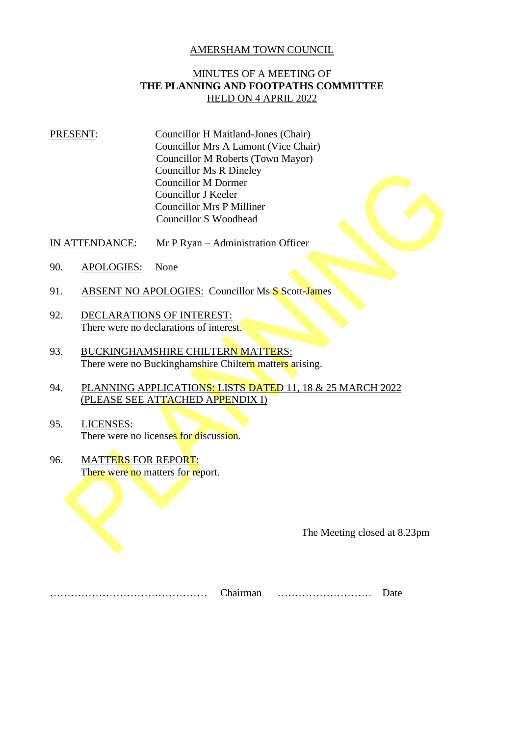AMERSHAM TOWN COUNCIL

MINUTES OF A MEETING OF
**THE PLANNING AND FOOTPATHS COMMITTEE**
HELD ON 4 APRIL 2022

PRESENT:

Councillor H Maitland-Jones (Chair)
Councillor Mrs A Lamont (Vice Chair)
Councillor M Roberts (Town Mayor)
Councillor Ms R Dineley
Councillor M Dormer
Councillor J Keeler
Councillor Mrs P Milliner
Councillor S Woodhead

IN ATTENDANCE: Mr P Ryan – Administration Officer

90. APOLOGIES: None

91. ABSENT NO APOLOGIES: Councillor Ms S Scott-James

92. DECLARATIONS OF INTEREST:
There were no declarations of interest.

93. BUCKINGHAMSHIRE CHILTERN MATTERS:
There were no Buckinghamshire Chiltern matters arising.

94. PLANNING APPLICATIONS: LISTS DATED 11, 18 & 25 MARCH 2022 (PLEASE SEE ATTACHED APPENDIX I)

95. LICENSES:
There were no licenses for discussion.

96. MATTERS FOR REPORT:
There were no matters for report.

The Meeting closed at 8.23pm

……………………………………… Chairman ……………………… Date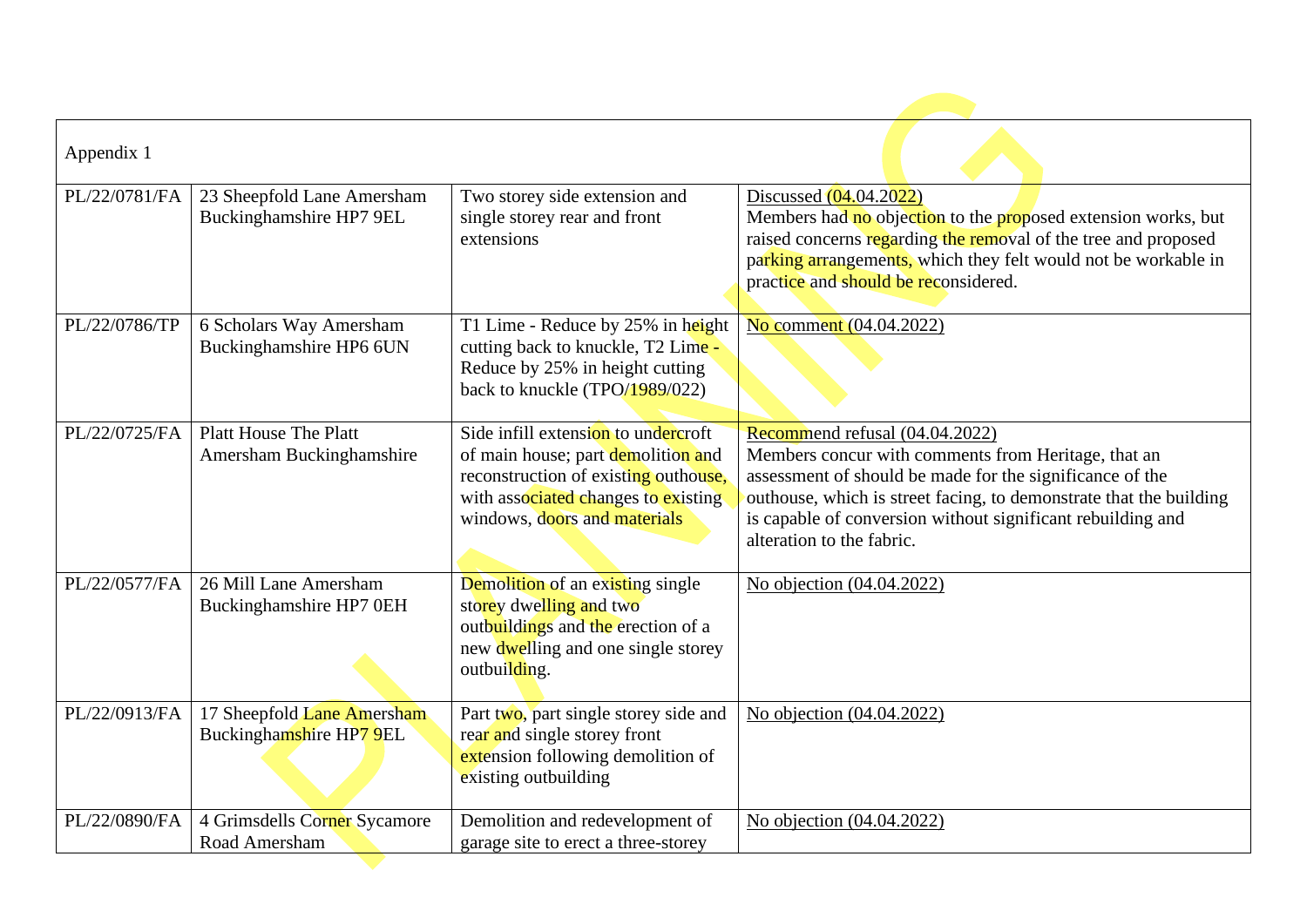| Appendix 1 | | | |
|---|---|---|---|
| PL/22/0781/FA | 23 Sheepfold Lane Amersham Buckinghamshire HP7 9EL | Two storey side extension and single storey rear and front extensions | Discussed (04.04.2022)<br>Members had no objection to the proposed extension works, but raised concerns regarding the removal of the tree and proposed parking arrangements, which they felt would not be workable in practice and should be reconsidered. |
| PL/22/0786/TP | 6 Scholars Way Amersham Buckinghamshire HP6 6UN | T1 Lime - Reduce by 25% in height cutting back to knuckle, T2 Lime - Reduce by 25% in height cutting back to knuckle (TPO/1989/022) | No comment (04.04.2022) |
| PL/22/0725/FA | Platt House The Platt Amersham Buckinghamshire | Side infill extension to undercroft of main house; part demolition and reconstruction of existing outhouse, with associated changes to existing windows, doors and materials | Recommend refusal (04.04.2022)<br>Members concur with comments from Heritage, that an assessment of should be made for the significance of the outhouse, which is street facing, to demonstrate that the building is capable of conversion without significant rebuilding and alteration to the fabric. |
| PL/22/0577/FA | 26 Mill Lane Amersham Buckinghamshire HP7 0EH | Demolition of an existing single storey dwelling and two outbuildings and the erection of a new dwelling and one single storey outbuilding. | No objection (04.04.2022) |
| PL/22/0913/FA | 17 Sheepfold Lane Amersham Buckinghamshire HP7 9EL | Part two, part single storey side and rear and single storey front extension following demolition of existing outbuilding | No objection (04.04.2022) |
| PL/22/0890/FA | 4 Grimsdells Corner Sycamore Road Amersham | Demolition and redevelopment of garage site to erect a three-storey | No objection (04.04.2022) |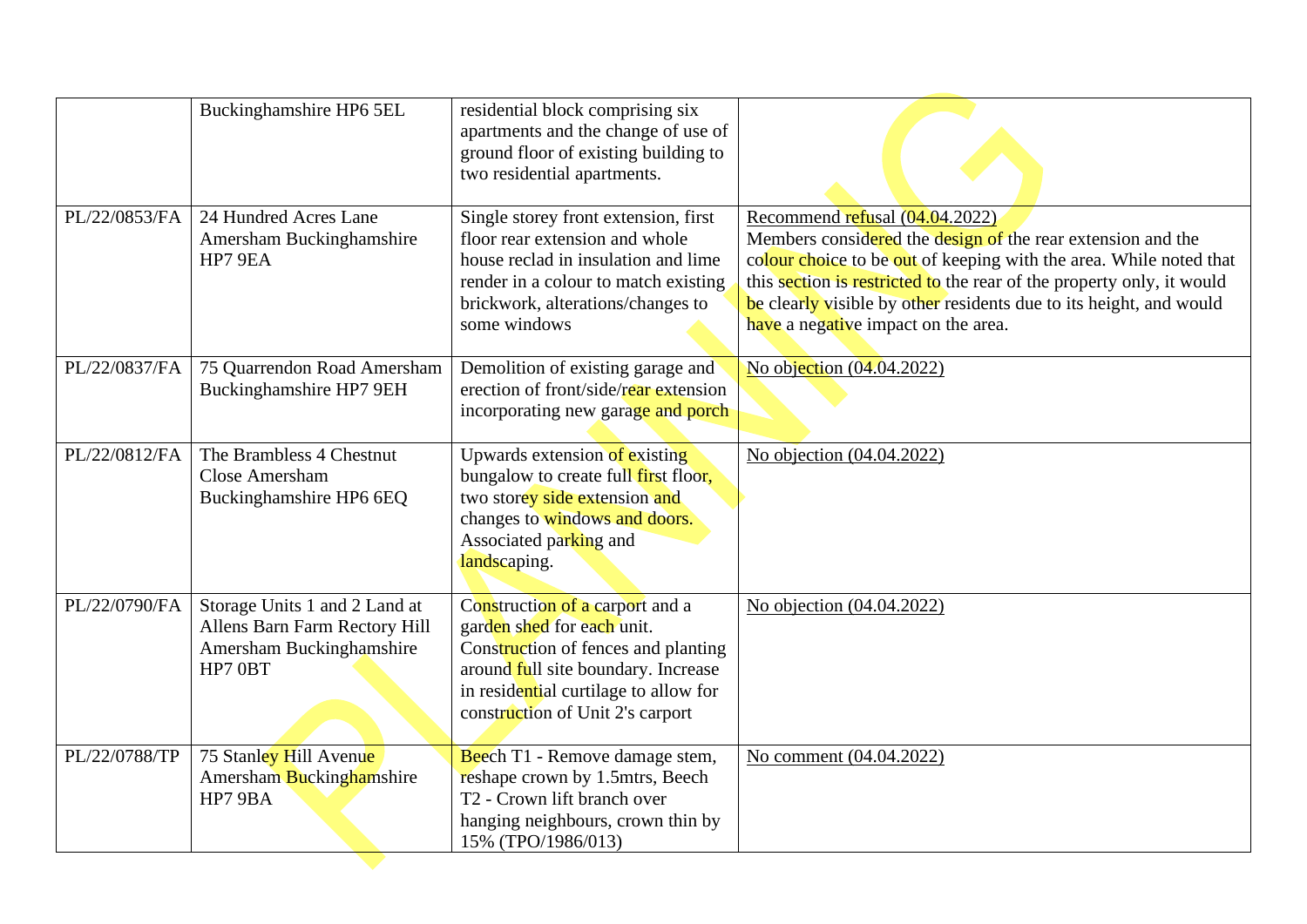| | | | |
|---|---|---|---|
| | Buckinghamshire HP6 5EL | residential block comprising six apartments and the change of use of ground floor of existing building to two residential apartments. | |
| PL/22/0853/FA | 24 Hundred Acres Lane Amersham Buckinghamshire HP7 9EA | Single storey front extension, first floor rear extension and whole house reclad in insulation and lime render in a colour to match existing brickwork, alterations/changes to some windows | Recommend refusal (04.04.2022) Members considered the design of the rear extension and the colour choice to be out of keeping with the area. While noted that this section is restricted to the rear of the property only, it would be clearly visible by other residents due to its height, and would have a negative impact on the area. |
| PL/22/0837/FA | 75 Quarrendon Road Amersham Buckinghamshire HP7 9EH | Demolition of existing garage and erection of front/side/rear extension incorporating new garage and porch | No objection (04.04.2022) |
| PL/22/0812/FA | The Brambless 4 Chestnut Close Amersham Buckinghamshire HP6 6EQ | Upwards extension of existing bungalow to create full first floor, two storey side extension and changes to windows and doors. Associated parking and landscaping. | No objection (04.04.2022) |
| PL/22/0790/FA | Storage Units 1 and 2 Land at Allens Barn Farm Rectory Hill Amersham Buckinghamshire HP7 0BT | Construction of a carport and a garden shed for each unit. Construction of fences and planting around full site boundary. Increase in residential curtilage to allow for construction of Unit 2's carport | No objection (04.04.2022) |
| PL/22/0788/TP | 75 Stanley Hill Avenue Amersham Buckinghamshire HP7 9BA | Beech T1 - Remove damage stem, reshape crown by 1.5mtrs, Beech T2 - Crown lift branch over hanging neighbours, crown thin by 15% (TPO/1986/013) | No comment (04.04.2022) |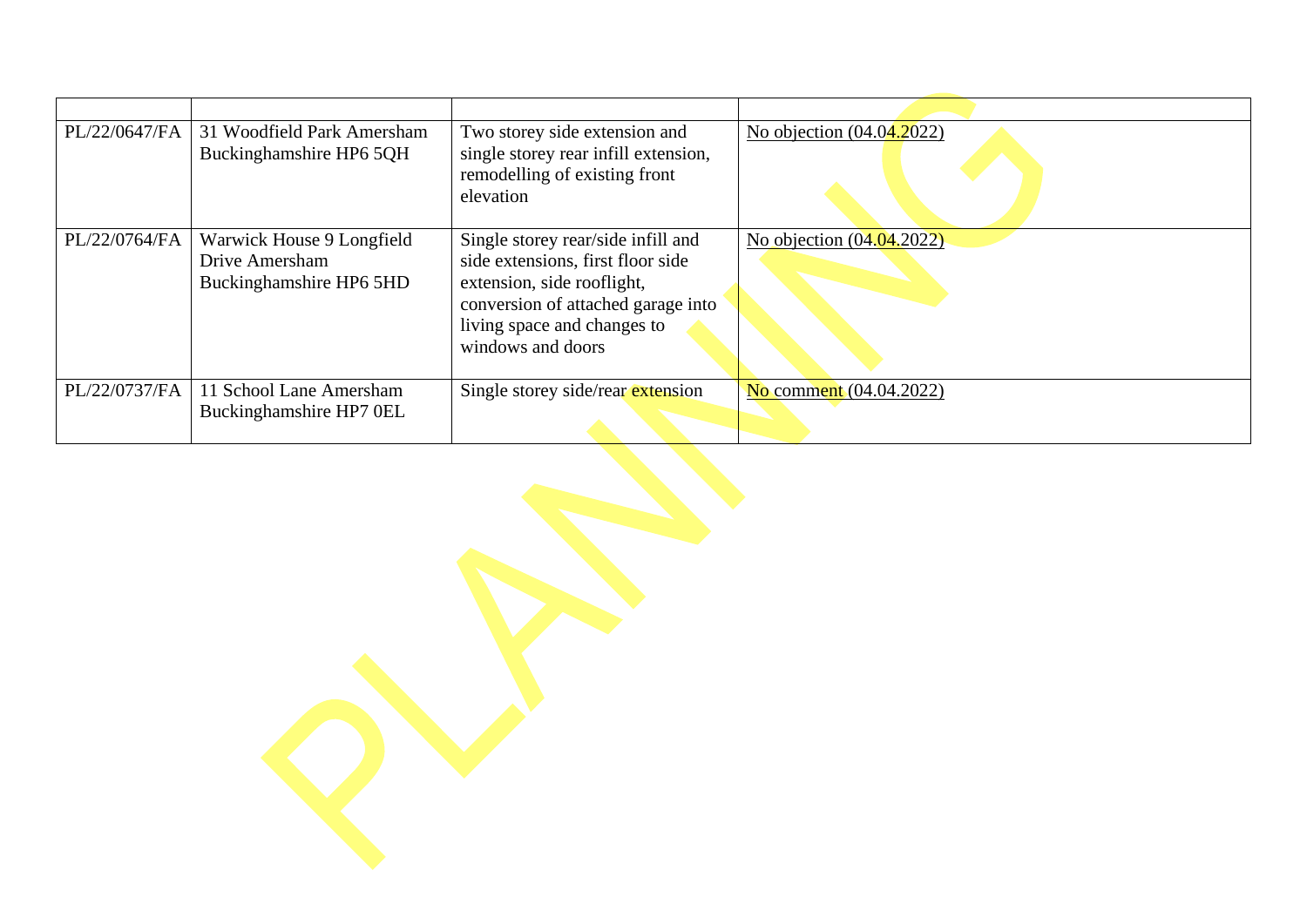| | | | |
|---|---|---|---|
| PL/22/0647/FA | 31 Woodfield Park Amersham Buckinghamshire HP6 5QH | Two storey side extension and single storey rear infill extension, remodelling of existing front elevation | No objection (04.04.2022) |
| PL/22/0764/FA | Warwick House 9 Longfield Drive Amersham Buckinghamshire HP6 5HD | Single storey rear/side infill and side extensions, first floor side extension, side rooflight, conversion of attached garage into living space and changes to windows and doors | No objection (04.04.2022) |
| PL/22/0737/FA | 11 School Lane Amersham Buckinghamshire HP7 0EL | Single storey side/rear extension | No comment (04.04.2022) |